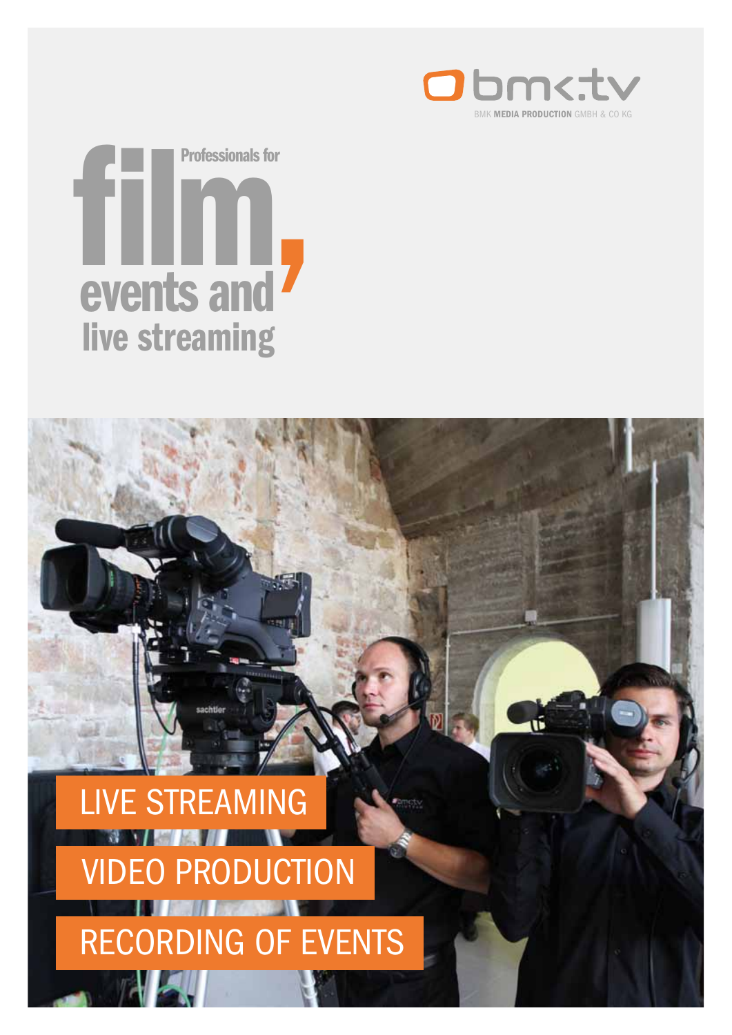bmk:tv

BMK **MEDIA PRODUCTION** GMBH & CO KG

# Professionals for film, events and live streaming

LIVE STREAMING

VIDEO PRODUCTION

RECORDING OF EVENTS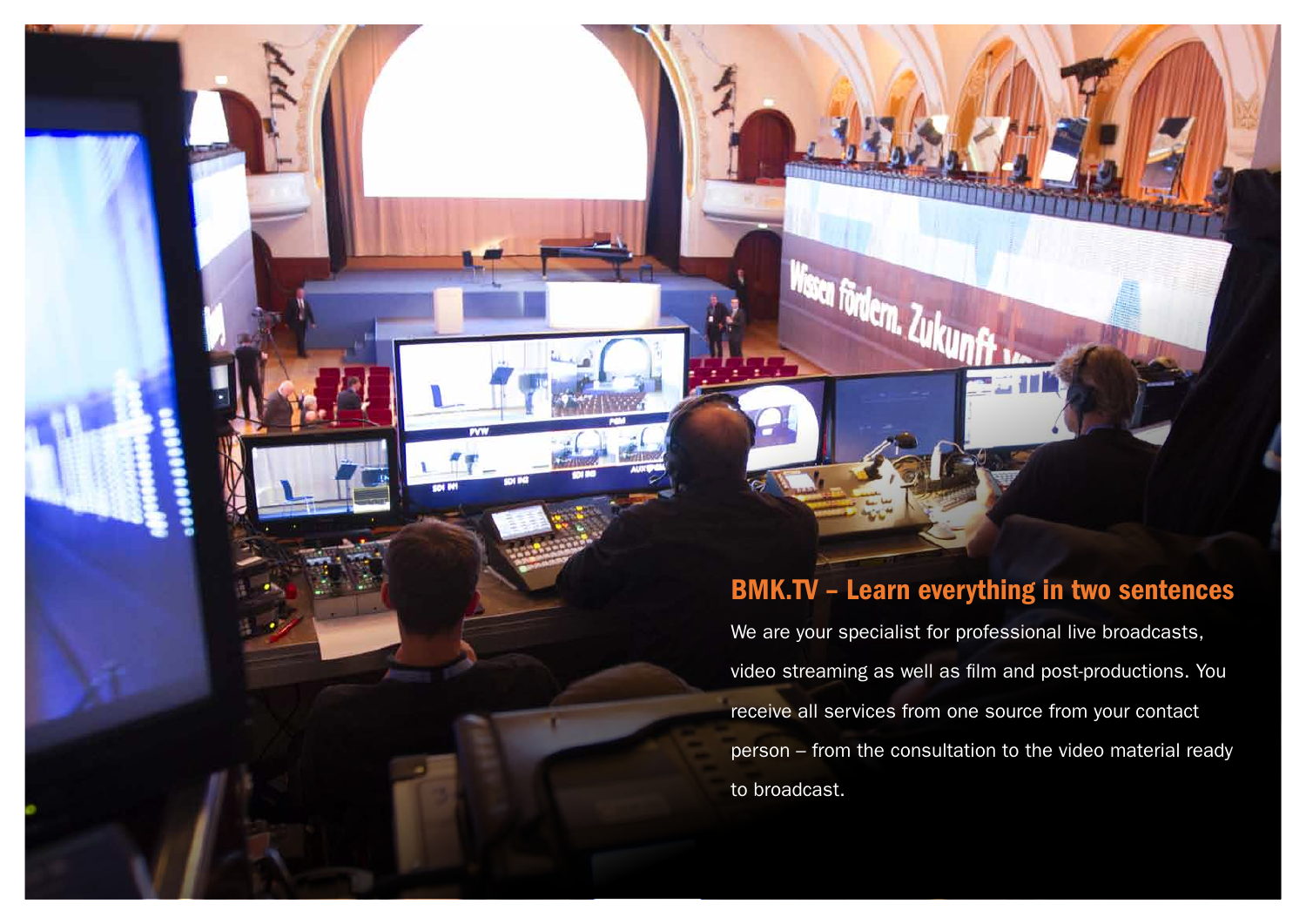## BMK.TV – Learn everything in two sentences

We are your specialist for professional live broadcasts, video streaming as well as film and post-productions. You receive all services from one source from your contact person – from the consultation to the video material ready to broadcast.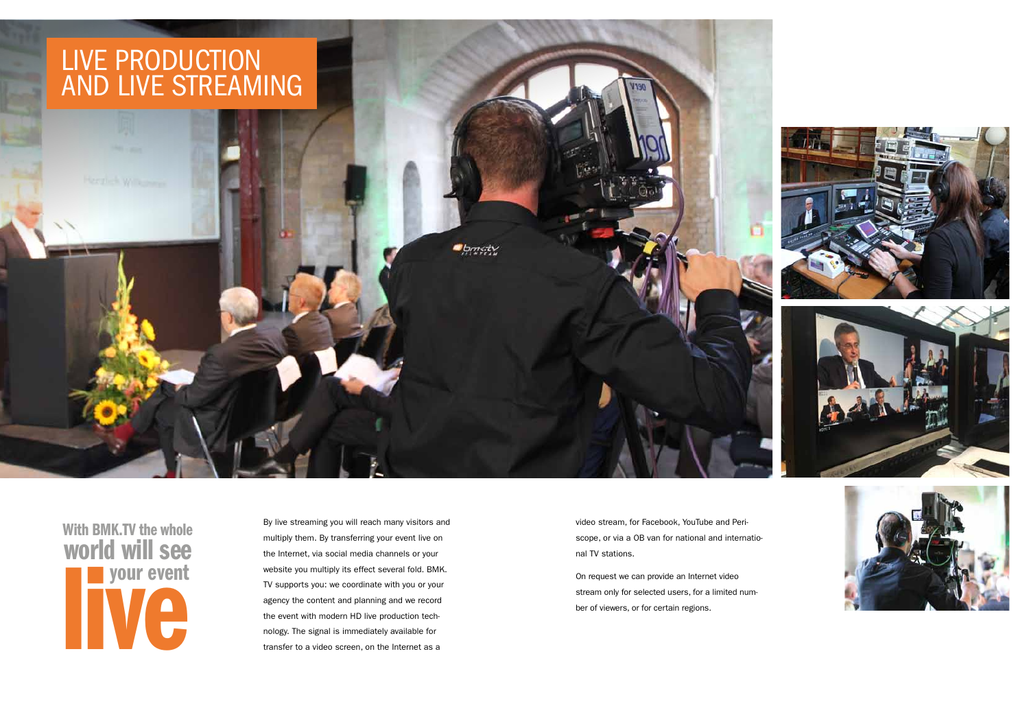# LIVE PRODUCTION AND LIVE STREAMING

## With BMK.TV the whole world will see your event live

By live streaming you will reach many visitors and multiply them. By transferring your event live on the Internet, via social media channels or your website you multiply its effect several fold. BMK.TV supports you: we coordinate with you or your agency the content and planning and we record the event with modern HD live production technology. The signal is immediately available for transfer to a video screen, on the Internet as a video stream, for Facebook, YouTube and Periscope, or via a OB van for national and international TV stations.

On request we can provide an Internet video stream only for selected users, for a limited number of viewers, or for certain regions.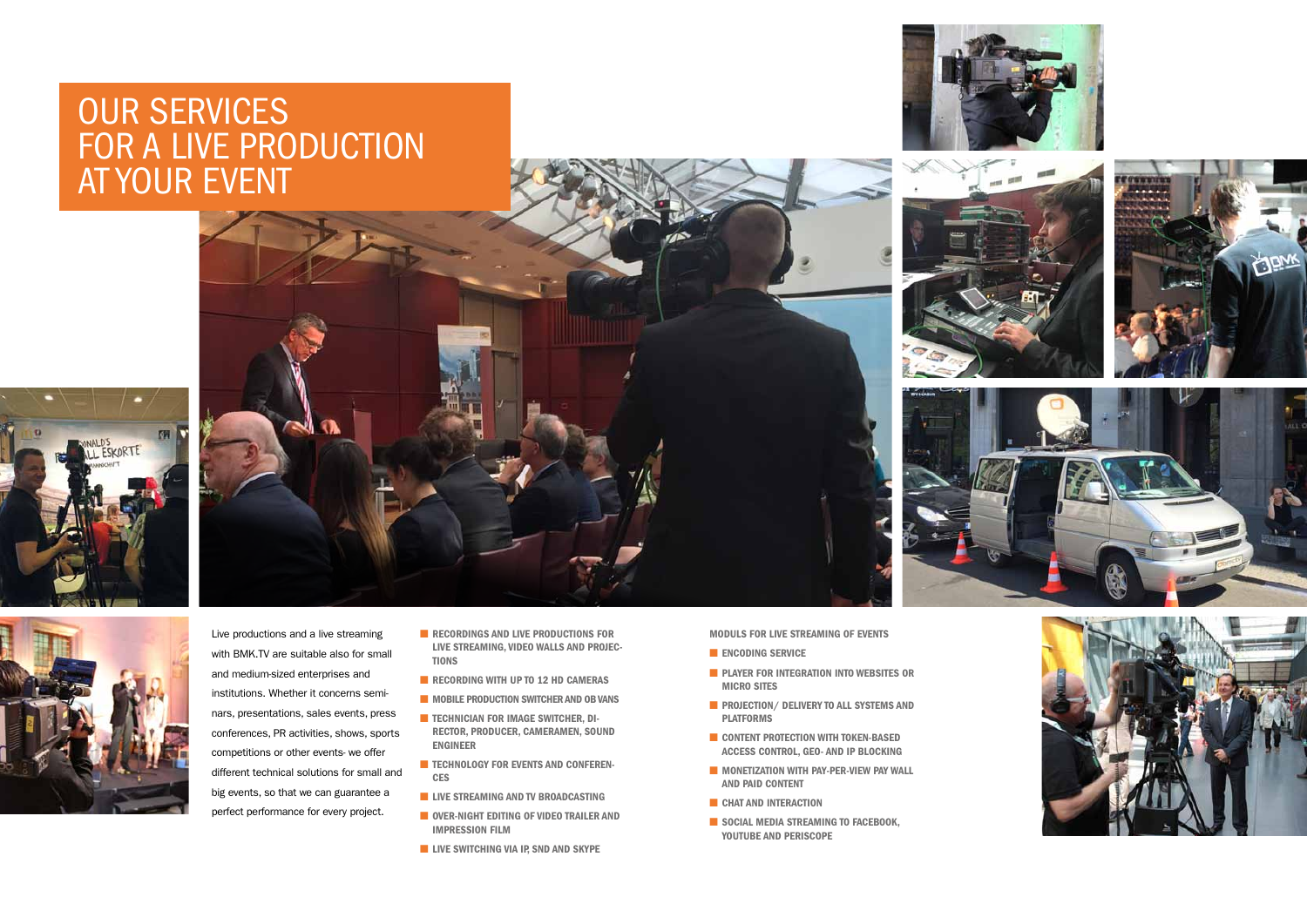# OUR SERVICES FOR A LIVE PRODUCTION AT YOUR EVENT

Live productions and a live streaming with BMK.TV are suitable also for small and medium-sized enterprises and institutions. Whether it concerns seminars, presentations, sales events, press conferences, PR activities, shows, sports competitions or other events- we offer different technical solutions for small and big events, so that we can guarantee a perfect performance for every project.

- **RECORDINGS AND LIVE PRODUCTIONS FOR LIVE STREAMING, VIDEO WALLS AND PROJECTIONS**
- **RECORDING WITH UP TO 12 HD CAMERAS**
- **MOBILE PRODUCTION SWITCHER AND OB VANS**
- **TECHNICIAN FOR IMAGE SWITCHER, DIRECTOR, PRODUCER, CAMERAMEN, SOUND ENGINEER**
- **TECHNOLOGY FOR EVENTS AND CONFERENCES**
- **LIVE STREAMING AND TV BROADCASTING**
- **OVER-NIGHT EDITING OF VIDEO TRAILER AND IMPRESSION FILM**
- **LIVE SWITCHING VIA IP, SND AND SKYPE**

**MODULS FOR LIVE STREAMING OF EVENTS**

- **ENCODING SERVICE**
- **PLAYER FOR INTEGRATION INTO WEBSITES OR MICRO SITES**
- **PROJECTION/ DELIVERY TO ALL SYSTEMS AND PLATFORMS**
- **CONTENT PROTECTION WITH TOKEN-BASED ACCESS CONTROL, GEO- AND IP BLOCKING**
- **MONETIZATION WITH PAY-PER-VIEW PAY WALL AND PAID CONTENT**
- **CHAT AND INTERACTION**
- **SOCIAL MEDIA STREAMING TO FACEBOOK, YOUTUBE AND PERISCOPE**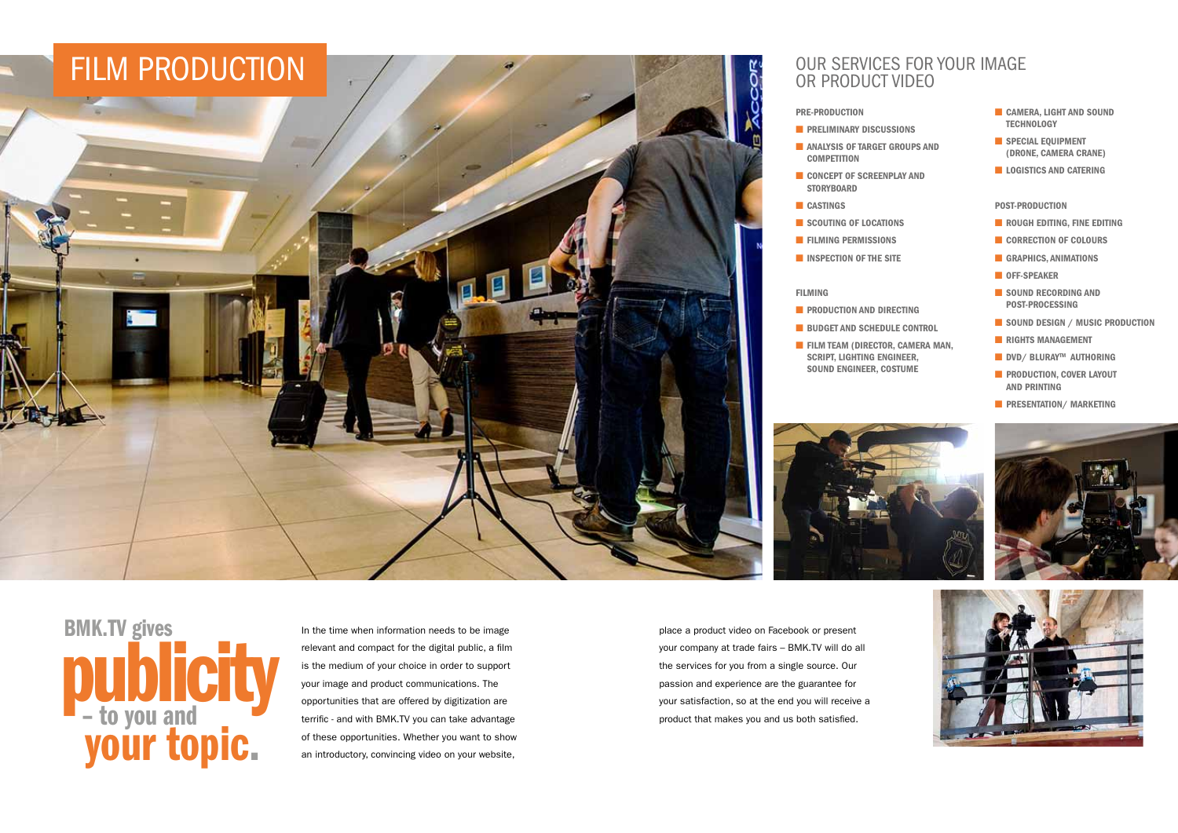# FILM PRODUCTION

## OUR SERVICES FOR YOUR IMAGE OR PRODUCT VIDEO

**PRE-PRODUCTION**

- PRELIMINARY DISCUSSIONS
- ANALYSIS OF TARGET GROUPS AND COMPETITION
- CONCEPT OF SCREENPLAY AND STORYBOARD
- CASTINGS
- SCOUTING OF LOCATIONS
- FILMING PERMISSIONS
- INSPECTION OF THE SITE

**FILMING**

- PRODUCTION AND DIRECTING
- BUDGET AND SCHEDULE CONTROL
- FILM TEAM (DIRECTOR, CAMERA MAN, SCRIPT, LIGHTING ENGINEER, SOUND ENGINEER, COSTUME
- CAMERA, LIGHT AND SOUND TECHNOLOGY
- SPECIAL EQUIPMENT (DRONE, CAMERA CRANE)
- LOGISTICS AND CATERING

**POST-PRODUCTION**

- ROUGH EDITING, FINE EDITING
- CORRECTION OF COLOURS
- GRAPHICS, ANIMATIONS
- OFF-SPEAKER
- SOUND RECORDING AND POST-PROCESSING
- SOUND DESIGN / MUSIC PRODUCTION
- RIGHTS MANAGEMENT
- DVD/ BLURAY™ AUTHORING
- PRODUCTION, COVER LAYOUT AND PRINTING
- PRESENTATION/ MARKETING

## BMK.TV gives publicity – to you and your topic.

In the time when information needs to be image relevant and compact for the digital public, a film is the medium of your choice in order to support your image and product communications. The opportunities that are offered by digitization are terrific - and with BMK.TV you can take advantage of these opportunities. Whether you want to show an introductory, convincing video on your website, place a product video on Facebook or present your company at trade fairs – BMK.TV will do all the services for you from a single source. Our passion and experience are the guarantee for your satisfaction, so at the end you will receive a product that makes you and us both satisfied.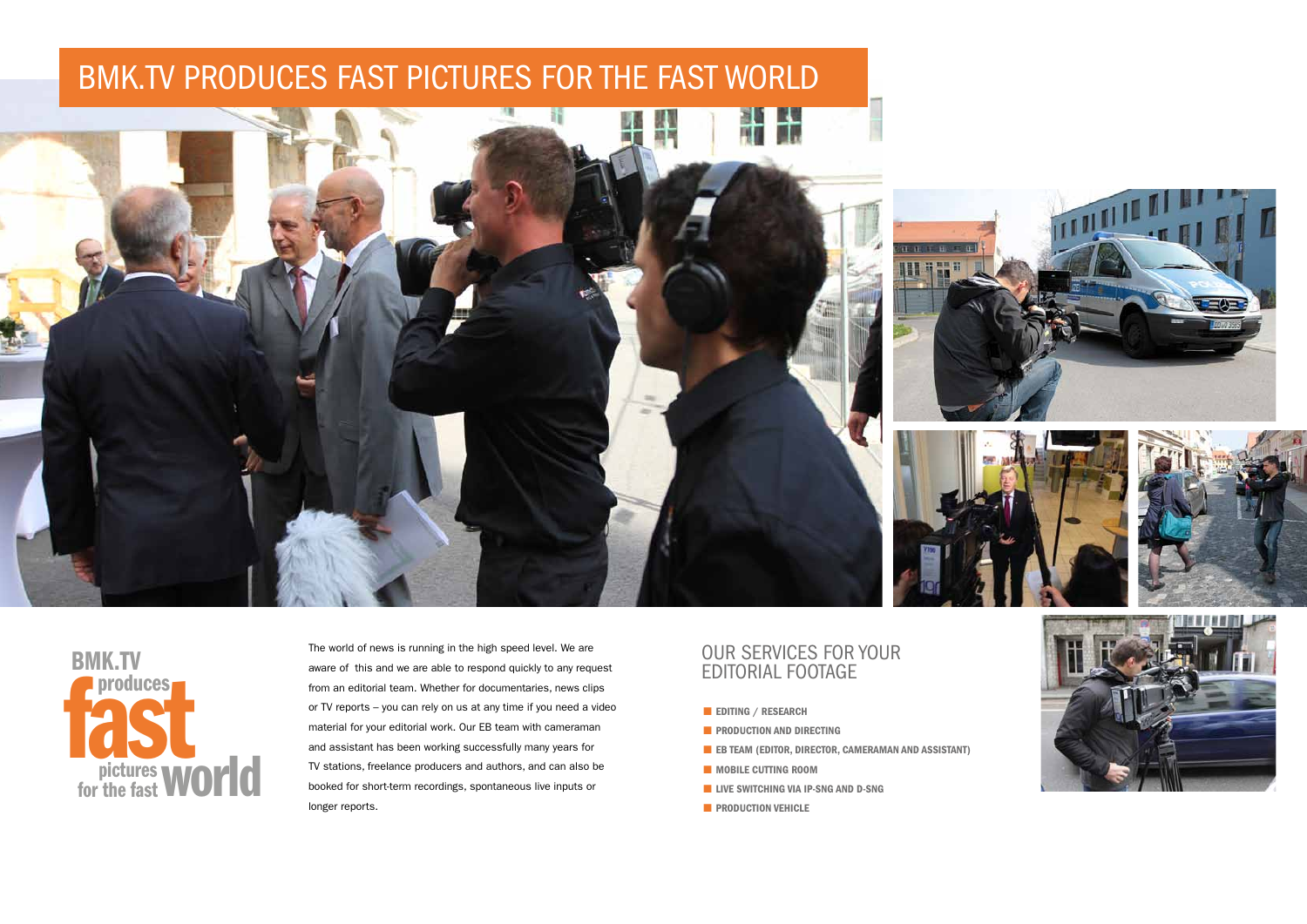# BMK.TV PRODUCES FAST PICTURES FOR THE FAST WORLD

**BMK.TV produces fast pictures for the fast world**

The world of news is running in the high speed level. We are aware of this and we are able to respond quickly to any request from an editorial team. Whether for documentaries, news clips or TV reports – you can rely on us at any time if you need a video material for your editorial work. Our EB team with cameraman and assistant has been working successfully many years for TV stations, freelance producers and authors, and can also be booked for short-term recordings, spontaneous live inputs or longer reports.

## OUR SERVICES FOR YOUR EDITORIAL FOOTAGE

- **EDITING / RESEARCH**
- **PRODUCTION AND DIRECTING**
- **EB TEAM (EDITOR, DIRECTOR, CAMERAMAN AND ASSISTANT)**
- **MOBILE CUTTING ROOM**
- **LIVE SWITCHING VIA IP-SNG AND D-SNG**
- **PRODUCTION VEHICLE**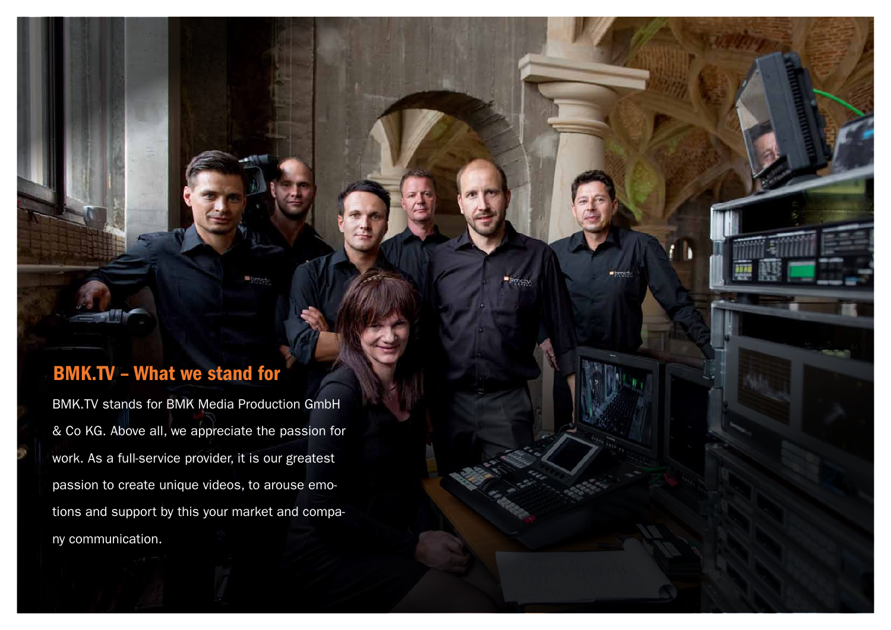## BMK.TV – What we stand for

BMK.TV stands for BMK Media Production GmbH & Co KG. Above all, we appreciate the passion for work. As a full-service provider, it is our greatest passion to create unique videos, to arouse emotions and support by this your market and company communication.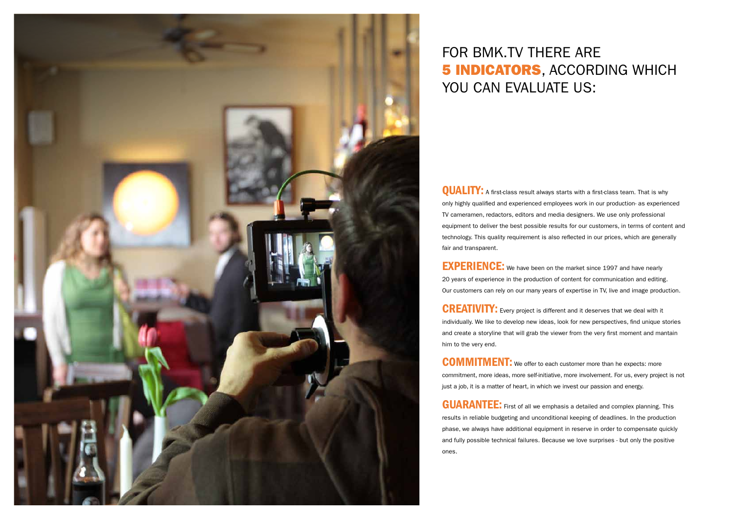# FOR BMK.TV THERE ARE **5 INDICATORS**, ACCORDING WHICH YOU CAN EVALUATE US:

**QUALITY:** A first-class result always starts with a first-class team. That is why only highly qualified and experienced employees work in our production- as experienced TV cameramen, redactors, editors and media designers. We use only professional equipment to deliver the best possible results for our customers, in terms of content and technology. This quality requirement is also reflected in our prices, which are generally fair and transparent.

**EXPERIENCE:** We have been on the market since 1997 and have nearly 20 years of experience in the production of content for communication and editing. Our customers can rely on our many years of expertise in TV, live and image production.

**CREATIVITY:** Every project is different and it deserves that we deal with it individually. We like to develop new ideas, look for new perspectives, find unique stories and create a storyline that will grab the viewer from the very first moment and mantain him to the very end.

**COMMITMENT:** We offer to each customer more than he expects: more commitment, more ideas, more self-initiative, more involvement. For us, every project is not just a job, it is a matter of heart, in which we invest our passion and energy.

**GUARANTEE:** First of all we emphasis a detailed and complex planning. This results in reliable budgeting and unconditional keeping of deadlines. In the production phase, we always have additional equipment in reserve in order to compensate quickly and fully possible technical failures. Because we love surprises - but only the positive ones.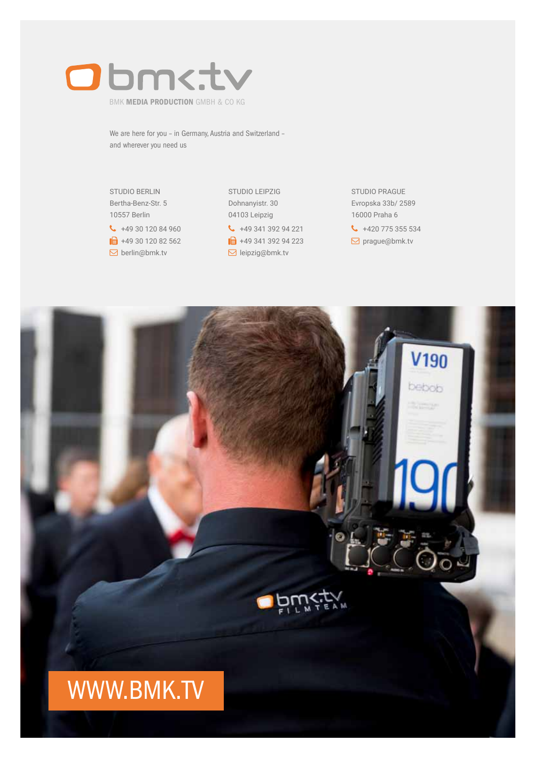# bmk.tv

BMK **MEDIA PRODUCTION** GMBH & CO KG

We are here for you – in Germany, Austria and Switzerland – and wherever you need us

STUDIO BERLIN
Bertha-Benz-Str. 5
10557 Berlin
+49 30 120 84 960
+49 30 120 82 562
berlin@bmk.tv

STUDIO LEIPZIG
Dohnanyistr. 30
04103 Leipzig
+49 341 392 94 221
+49 341 392 94 223
leipzig@bmk.tv

STUDIO PRAGUE
Evropska 33b/ 2589
16000 Praha 6
+420 775 355 534
prague@bmk.tv

WWW.BMK.TV